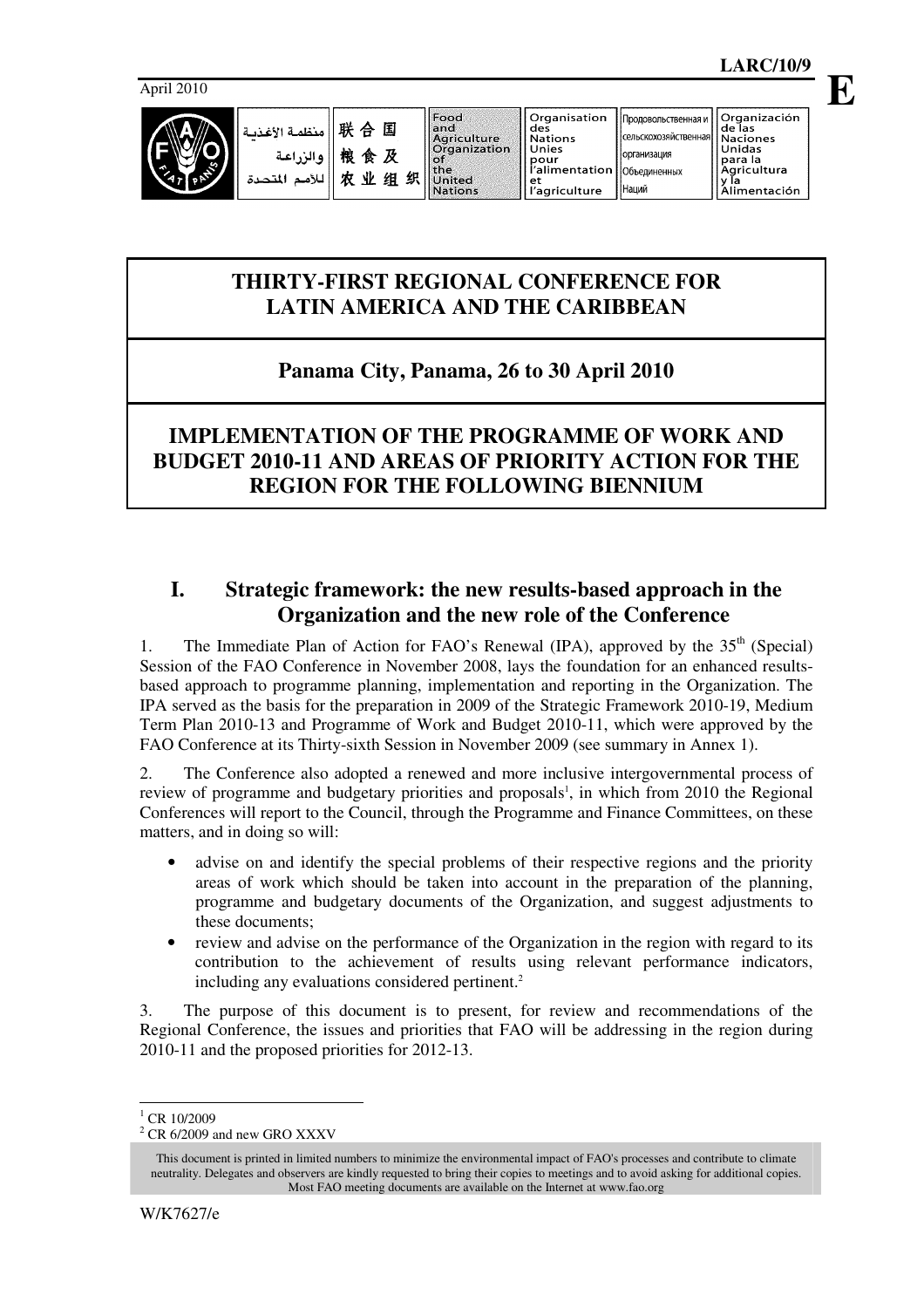LARC/10/9

April 2010

E

منظمة الأغذية والزراعة للأمم المتحدة | 联合国粮食及农业组织 | Food and Agriculture Organization of the United Nations | Organisation des Nations Unies pour l'alimentation et l'agriculture | Продовольственная и сельскохозяйственная организация Объединенных Наций | Organización de las Naciones Unidas para la Agricultura y la Alimentación

# THIRTY-FIRST REGIONAL CONFERENCE FOR LATIN AMERICA AND THE CARIBBEAN

## Panama City, Panama, 26 to 30 April 2010

# IMPLEMENTATION OF THE PROGRAMME OF WORK AND BUDGET 2010-11 AND AREAS OF PRIORITY ACTION FOR THE REGION FOR THE FOLLOWING BIENNIUM

## I. Strategic framework: the new results-based approach in the Organization and the new role of the Conference

1. The Immediate Plan of Action for FAO's Renewal (IPA), approved by the 35th (Special) Session of the FAO Conference in November 2008, lays the foundation for an enhanced results-based approach to programme planning, implementation and reporting in the Organization. The IPA served as the basis for the preparation in 2009 of the Strategic Framework 2010-19, Medium Term Plan 2010-13 and Programme of Work and Budget 2010-11, which were approved by the FAO Conference at its Thirty-sixth Session in November 2009 (see summary in Annex 1).

2. The Conference also adopted a renewed and more inclusive intergovernmental process of review of programme and budgetary priorities and proposals[1], in which from 2010 the Regional Conferences will report to the Council, through the Programme and Finance Committees, on these matters, and in doing so will:

- advise on and identify the special problems of their respective regions and the priority areas of work which should be taken into account in the preparation of the planning, programme and budgetary documents of the Organization, and suggest adjustments to these documents;
- review and advise on the performance of the Organization in the region with regard to its contribution to the achievement of results using relevant performance indicators, including any evaluations considered pertinent.[2]

3. The purpose of this document is to present, for review and recommendations of the Regional Conference, the issues and priorities that FAO will be addressing in the region during 2010-11 and the proposed priorities for 2012-13.

[1] CR 10/2009

[2] CR 6/2009 and new GRO XXXV

This document is printed in limited numbers to minimize the environmental impact of FAO's processes and contribute to climate neutrality. Delegates and observers are kindly requested to bring their copies to meetings and to avoid asking for additional copies. Most FAO meeting documents are available on the Internet at www.fao.org

W/K7627/e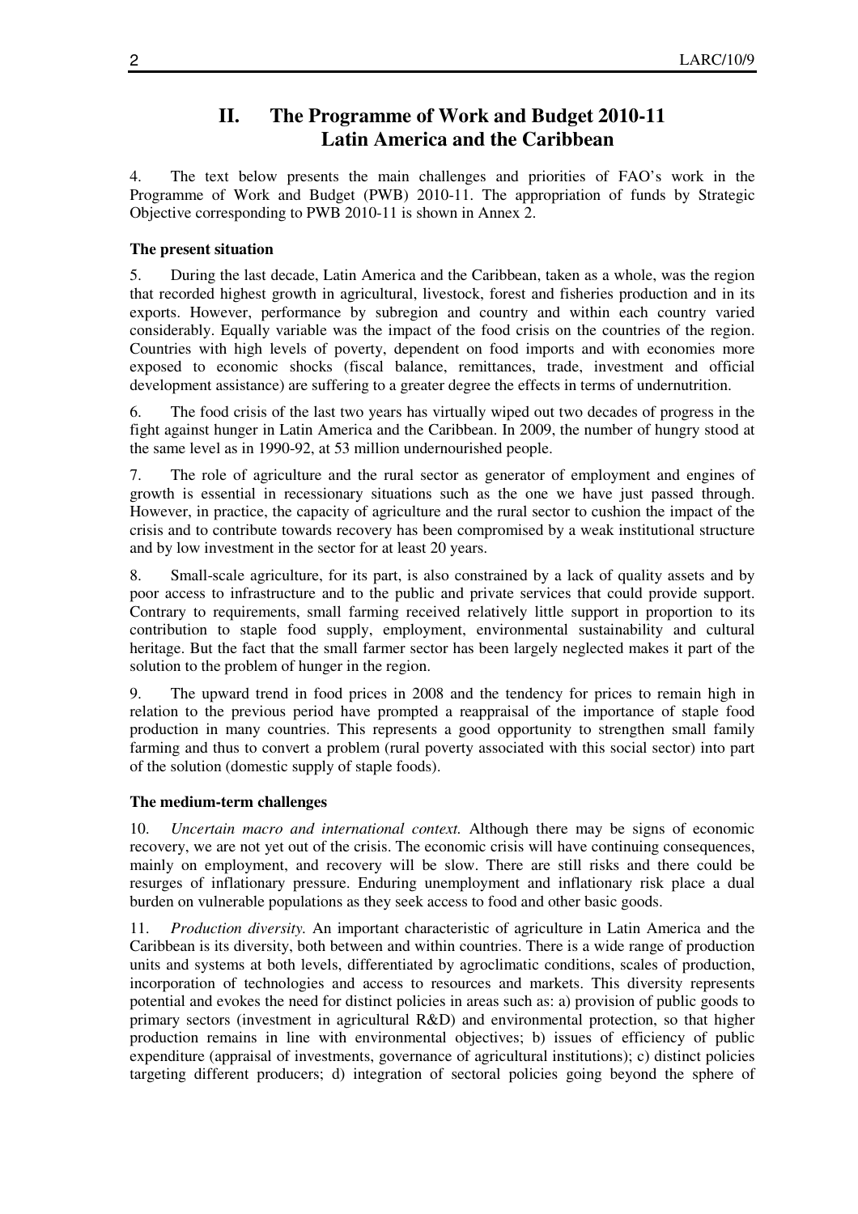## II. The Programme of Work and Budget 2010-11 Latin America and the Caribbean

4. The text below presents the main challenges and priorities of FAO's work in the Programme of Work and Budget (PWB) 2010-11. The appropriation of funds by Strategic Objective corresponding to PWB 2010-11 is shown in Annex 2.

**The present situation**

5. During the last decade, Latin America and the Caribbean, taken as a whole, was the region that recorded highest growth in agricultural, livestock, forest and fisheries production and in its exports. However, performance by subregion and country and within each country varied considerably. Equally variable was the impact of the food crisis on the countries of the region. Countries with high levels of poverty, dependent on food imports and with economies more exposed to economic shocks (fiscal balance, remittances, trade, investment and official development assistance) are suffering to a greater degree the effects in terms of undernutrition.

6. The food crisis of the last two years has virtually wiped out two decades of progress in the fight against hunger in Latin America and the Caribbean. In 2009, the number of hungry stood at the same level as in 1990-92, at 53 million undernourished people.

7. The role of agriculture and the rural sector as generator of employment and engines of growth is essential in recessionary situations such as the one we have just passed through. However, in practice, the capacity of agriculture and the rural sector to cushion the impact of the crisis and to contribute towards recovery has been compromised by a weak institutional structure and by low investment in the sector for at least 20 years.

8. Small-scale agriculture, for its part, is also constrained by a lack of quality assets and by poor access to infrastructure and to the public and private services that could provide support. Contrary to requirements, small farming received relatively little support in proportion to its contribution to staple food supply, employment, environmental sustainability and cultural heritage. But the fact that the small farmer sector has been largely neglected makes it part of the solution to the problem of hunger in the region.

9. The upward trend in food prices in 2008 and the tendency for prices to remain high in relation to the previous period have prompted a reappraisal of the importance of staple food production in many countries. This represents a good opportunity to strengthen small family farming and thus to convert a problem (rural poverty associated with this social sector) into part of the solution (domestic supply of staple foods).

**The medium-term challenges**

10. *Uncertain macro and international context.* Although there may be signs of economic recovery, we are not yet out of the crisis. The economic crisis will have continuing consequences, mainly on employment, and recovery will be slow. There are still risks and there could be resurges of inflationary pressure. Enduring unemployment and inflationary risk place a dual burden on vulnerable populations as they seek access to food and other basic goods.

11. *Production diversity.* An important characteristic of agriculture in Latin America and the Caribbean is its diversity, both between and within countries. There is a wide range of production units and systems at both levels, differentiated by agroclimatic conditions, scales of production, incorporation of technologies and access to resources and markets. This diversity represents potential and evokes the need for distinct policies in areas such as: a) provision of public goods to primary sectors (investment in agricultural R&D) and environmental protection, so that higher production remains in line with environmental objectives; b) issues of efficiency of public expenditure (appraisal of investments, governance of agricultural institutions); c) distinct policies targeting different producers; d) integration of sectoral policies going beyond the sphere of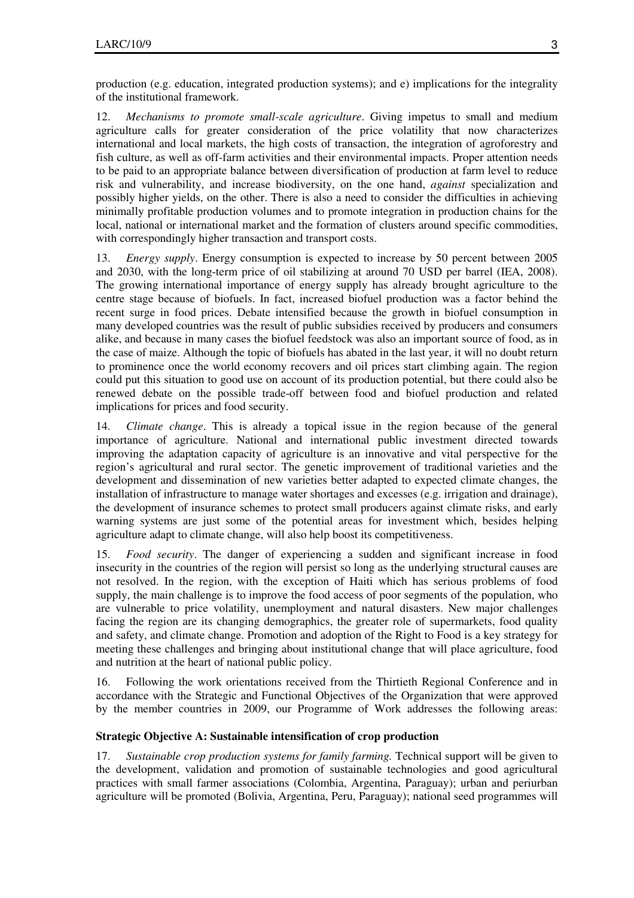production (e.g. education, integrated production systems); and e) implications for the integrality of the institutional framework.

12. *Mechanisms to promote small-scale agriculture*. Giving impetus to small and medium agriculture calls for greater consideration of the price volatility that now characterizes international and local markets, the high costs of transaction, the integration of agroforestry and fish culture, as well as off-farm activities and their environmental impacts. Proper attention needs to be paid to an appropriate balance between diversification of production at farm level to reduce risk and vulnerability, and increase biodiversity, on the one hand, *against* specialization and possibly higher yields, on the other. There is also a need to consider the difficulties in achieving minimally profitable production volumes and to promote integration in production chains for the local, national or international market and the formation of clusters around specific commodities, with correspondingly higher transaction and transport costs.

13. *Energy supply*. Energy consumption is expected to increase by 50 percent between 2005 and 2030, with the long-term price of oil stabilizing at around 70 USD per barrel (IEA, 2008). The growing international importance of energy supply has already brought agriculture to the centre stage because of biofuels. In fact, increased biofuel production was a factor behind the recent surge in food prices. Debate intensified because the growth in biofuel consumption in many developed countries was the result of public subsidies received by producers and consumers alike, and because in many cases the biofuel feedstock was also an important source of food, as in the case of maize. Although the topic of biofuels has abated in the last year, it will no doubt return to prominence once the world economy recovers and oil prices start climbing again. The region could put this situation to good use on account of its production potential, but there could also be renewed debate on the possible trade-off between food and biofuel production and related implications for prices and food security.

14. *Climate change*. This is already a topical issue in the region because of the general importance of agriculture. National and international public investment directed towards improving the adaptation capacity of agriculture is an innovative and vital perspective for the region's agricultural and rural sector. The genetic improvement of traditional varieties and the development and dissemination of new varieties better adapted to expected climate changes, the installation of infrastructure to manage water shortages and excesses (e.g. irrigation and drainage), the development of insurance schemes to protect small producers against climate risks, and early warning systems are just some of the potential areas for investment which, besides helping agriculture adapt to climate change, will also help boost its competitiveness.

15. *Food security*. The danger of experiencing a sudden and significant increase in food insecurity in the countries of the region will persist so long as the underlying structural causes are not resolved. In the region, with the exception of Haiti which has serious problems of food supply, the main challenge is to improve the food access of poor segments of the population, who are vulnerable to price volatility, unemployment and natural disasters. New major challenges facing the region are its changing demographics, the greater role of supermarkets, food quality and safety, and climate change. Promotion and adoption of the Right to Food is a key strategy for meeting these challenges and bringing about institutional change that will place agriculture, food and nutrition at the heart of national public policy.

16. Following the work orientations received from the Thirtieth Regional Conference and in accordance with the Strategic and Functional Objectives of the Organization that were approved by the member countries in 2009, our Programme of Work addresses the following areas:

**Strategic Objective A: Sustainable intensification of crop production**

17. *Sustainable crop production systems for family farming.* Technical support will be given to the development, validation and promotion of sustainable technologies and good agricultural practices with small farmer associations (Colombia, Argentina, Paraguay); urban and periurban agriculture will be promoted (Bolivia, Argentina, Peru, Paraguay); national seed programmes will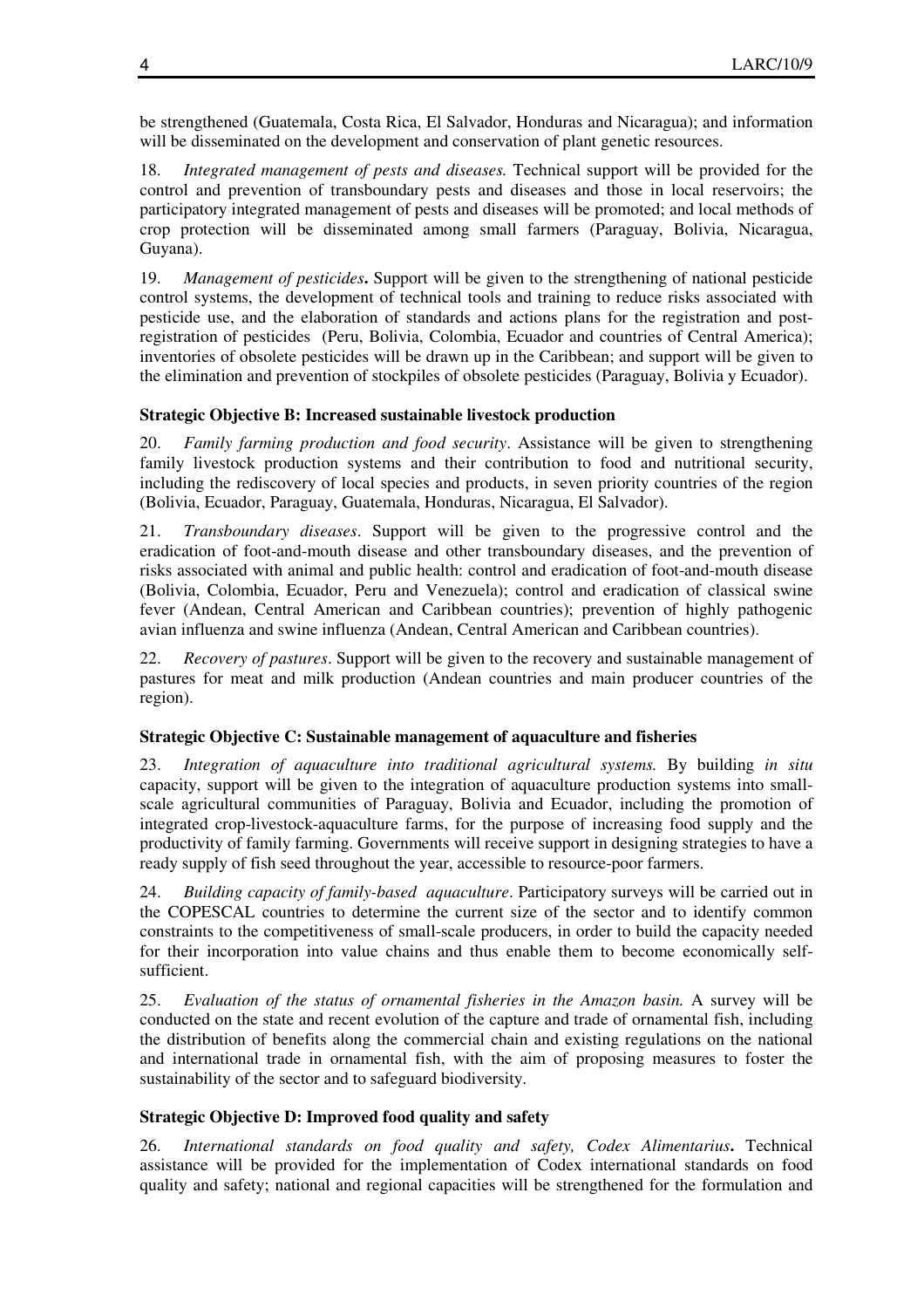be strengthened (Guatemala, Costa Rica, El Salvador, Honduras and Nicaragua); and information will be disseminated on the development and conservation of plant genetic resources.

18. *Integrated management of pests and diseases.* Technical support will be provided for the control and prevention of transboundary pests and diseases and those in local reservoirs; the participatory integrated management of pests and diseases will be promoted; and local methods of crop protection will be disseminated among small farmers (Paraguay, Bolivia, Nicaragua, Guyana).

19. *Management of pesticides***.** Support will be given to the strengthening of national pesticide control systems, the development of technical tools and training to reduce risks associated with pesticide use, and the elaboration of standards and actions plans for the registration and post-registration of pesticides (Peru, Bolivia, Colombia, Ecuador and countries of Central America); inventories of obsolete pesticides will be drawn up in the Caribbean; and support will be given to the elimination and prevention of stockpiles of obsolete pesticides (Paraguay, Bolivia y Ecuador).

**Strategic Objective B: Increased sustainable livestock production**

20. *Family farming production and food security*. Assistance will be given to strengthening family livestock production systems and their contribution to food and nutritional security, including the rediscovery of local species and products, in seven priority countries of the region (Bolivia, Ecuador, Paraguay, Guatemala, Honduras, Nicaragua, El Salvador).

21. *Transboundary diseases*. Support will be given to the progressive control and the eradication of foot-and-mouth disease and other transboundary diseases, and the prevention of risks associated with animal and public health: control and eradication of foot-and-mouth disease (Bolivia, Colombia, Ecuador, Peru and Venezuela); control and eradication of classical swine fever (Andean, Central American and Caribbean countries); prevention of highly pathogenic avian influenza and swine influenza (Andean, Central American and Caribbean countries).

22. *Recovery of pastures*. Support will be given to the recovery and sustainable management of pastures for meat and milk production (Andean countries and main producer countries of the region).

**Strategic Objective C: Sustainable management of aquaculture and fisheries**

23. *Integration of aquaculture into traditional agricultural systems.* By building *in situ* capacity, support will be given to the integration of aquaculture production systems into small-scale agricultural communities of Paraguay, Bolivia and Ecuador, including the promotion of integrated crop-livestock-aquaculture farms, for the purpose of increasing food supply and the productivity of family farming. Governments will receive support in designing strategies to have a ready supply of fish seed throughout the year, accessible to resource-poor farmers.

24. *Building capacity of family-based aquaculture*. Participatory surveys will be carried out in the COPESCAL countries to determine the current size of the sector and to identify common constraints to the competitiveness of small-scale producers, in order to build the capacity needed for their incorporation into value chains and thus enable them to become economically self-sufficient.

25. *Evaluation of the status of ornamental fisheries in the Amazon basin.* A survey will be conducted on the state and recent evolution of the capture and trade of ornamental fish, including the distribution of benefits along the commercial chain and existing regulations on the national and international trade in ornamental fish, with the aim of proposing measures to foster the sustainability of the sector and to safeguard biodiversity.

**Strategic Objective D: Improved food quality and safety**

26. *International standards on food quality and safety, Codex Alimentarius***.** Technical assistance will be provided for the implementation of Codex international standards on food quality and safety; national and regional capacities will be strengthened for the formulation and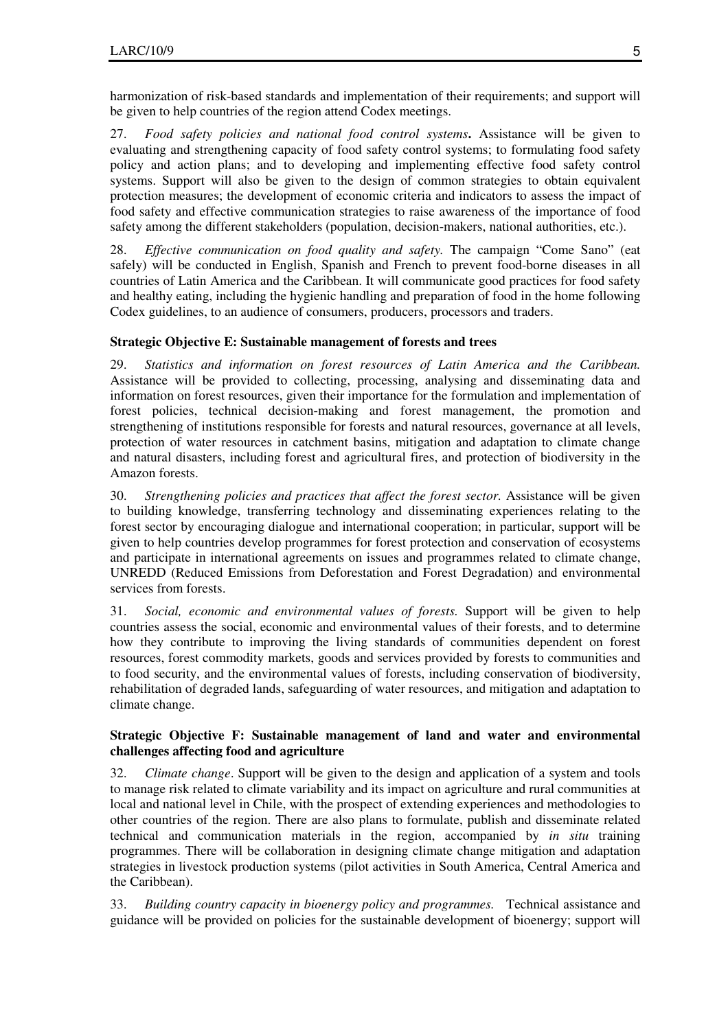harmonization of risk-based standards and implementation of their requirements; and support will be given to help countries of the region attend Codex meetings.

27. *Food safety policies and national food control systems***.** Assistance will be given to evaluating and strengthening capacity of food safety control systems; to formulating food safety policy and action plans; and to developing and implementing effective food safety control systems. Support will also be given to the design of common strategies to obtain equivalent protection measures; the development of economic criteria and indicators to assess the impact of food safety and effective communication strategies to raise awareness of the importance of food safety among the different stakeholders (population, decision-makers, national authorities, etc.).

28. *Effective communication on food quality and safety.* The campaign "Come Sano" (eat safely) will be conducted in English, Spanish and French to prevent food-borne diseases in all countries of Latin America and the Caribbean. It will communicate good practices for food safety and healthy eating, including the hygienic handling and preparation of food in the home following Codex guidelines, to an audience of consumers, producers, processors and traders.

**Strategic Objective E: Sustainable management of forests and trees**

29. *Statistics and information on forest resources of Latin America and the Caribbean.* Assistance will be provided to collecting, processing, analysing and disseminating data and information on forest resources, given their importance for the formulation and implementation of forest policies, technical decision-making and forest management, the promotion and strengthening of institutions responsible for forests and natural resources, governance at all levels, protection of water resources in catchment basins, mitigation and adaptation to climate change and natural disasters, including forest and agricultural fires, and protection of biodiversity in the Amazon forests.

30. *Strengthening policies and practices that affect the forest sector.* Assistance will be given to building knowledge, transferring technology and disseminating experiences relating to the forest sector by encouraging dialogue and international cooperation; in particular, support will be given to help countries develop programmes for forest protection and conservation of ecosystems and participate in international agreements on issues and programmes related to climate change, UNREDD (Reduced Emissions from Deforestation and Forest Degradation) and environmental services from forests.

31. *Social, economic and environmental values of forests.* Support will be given to help countries assess the social, economic and environmental values of their forests, and to determine how they contribute to improving the living standards of communities dependent on forest resources, forest commodity markets, goods and services provided by forests to communities and to food security, and the environmental values of forests, including conservation of biodiversity, rehabilitation of degraded lands, safeguarding of water resources, and mitigation and adaptation to climate change.

**Strategic Objective F: Sustainable management of land and water and environmental challenges affecting food and agriculture**

32. *Climate change*. Support will be given to the design and application of a system and tools to manage risk related to climate variability and its impact on agriculture and rural communities at local and national level in Chile, with the prospect of extending experiences and methodologies to other countries of the region. There are also plans to formulate, publish and disseminate related technical and communication materials in the region, accompanied by *in situ* training programmes. There will be collaboration in designing climate change mitigation and adaptation strategies in livestock production systems (pilot activities in South America, Central America and the Caribbean).

33. *Building country capacity in bioenergy policy and programmes.* Technical assistance and guidance will be provided on policies for the sustainable development of bioenergy; support will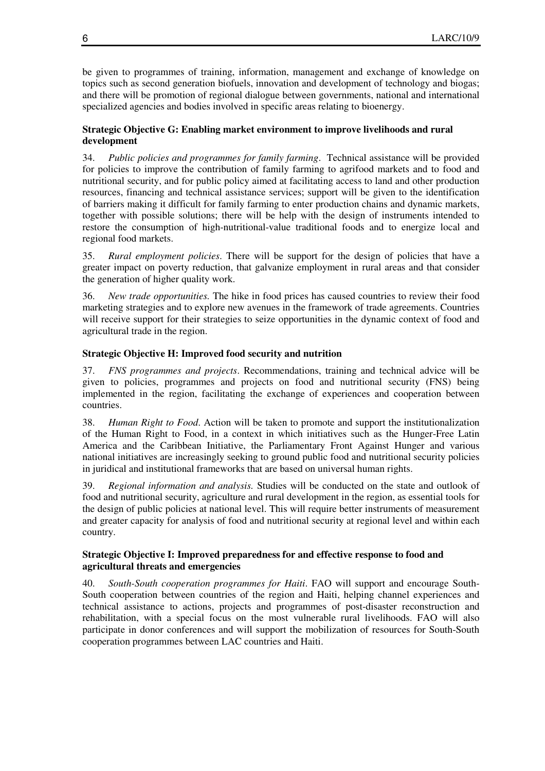be given to programmes of training, information, management and exchange of knowledge on topics such as second generation biofuels, innovation and development of technology and biogas; and there will be promotion of regional dialogue between governments, national and international specialized agencies and bodies involved in specific areas relating to bioenergy.

**Strategic Objective G: Enabling market environment to improve livelihoods and rural development**

34. *Public policies and programmes for family farming*. Technical assistance will be provided for policies to improve the contribution of family farming to agrifood markets and to food and nutritional security, and for public policy aimed at facilitating access to land and other production resources, financing and technical assistance services; support will be given to the identification of barriers making it difficult for family farming to enter production chains and dynamic markets, together with possible solutions; there will be help with the design of instruments intended to restore the consumption of high-nutritional-value traditional foods and to energize local and regional food markets.

35. *Rural employment policies*. There will be support for the design of policies that have a greater impact on poverty reduction, that galvanize employment in rural areas and that consider the generation of higher quality work.

36. *New trade opportunities.* The hike in food prices has caused countries to review their food marketing strategies and to explore new avenues in the framework of trade agreements. Countries will receive support for their strategies to seize opportunities in the dynamic context of food and agricultural trade in the region.

**Strategic Objective H: Improved food security and nutrition**

37. *FNS programmes and projects*. Recommendations, training and technical advice will be given to policies, programmes and projects on food and nutritional security (FNS) being implemented in the region, facilitating the exchange of experiences and cooperation between countries.

38. *Human Right to Food*. Action will be taken to promote and support the institutionalization of the Human Right to Food, in a context in which initiatives such as the Hunger-Free Latin America and the Caribbean Initiative, the Parliamentary Front Against Hunger and various national initiatives are increasingly seeking to ground public food and nutritional security policies in juridical and institutional frameworks that are based on universal human rights.

39. *Regional information and analysis.* Studies will be conducted on the state and outlook of food and nutritional security, agriculture and rural development in the region, as essential tools for the design of public policies at national level. This will require better instruments of measurement and greater capacity for analysis of food and nutritional security at regional level and within each country.

**Strategic Objective I: Improved preparedness for and effective response to food and agricultural threats and emergencies**

40. *South-South cooperation programmes for Haiti*. FAO will support and encourage South-South cooperation between countries of the region and Haiti, helping channel experiences and technical assistance to actions, projects and programmes of post-disaster reconstruction and rehabilitation, with a special focus on the most vulnerable rural livelihoods. FAO will also participate in donor conferences and will support the mobilization of resources for South-South cooperation programmes between LAC countries and Haiti.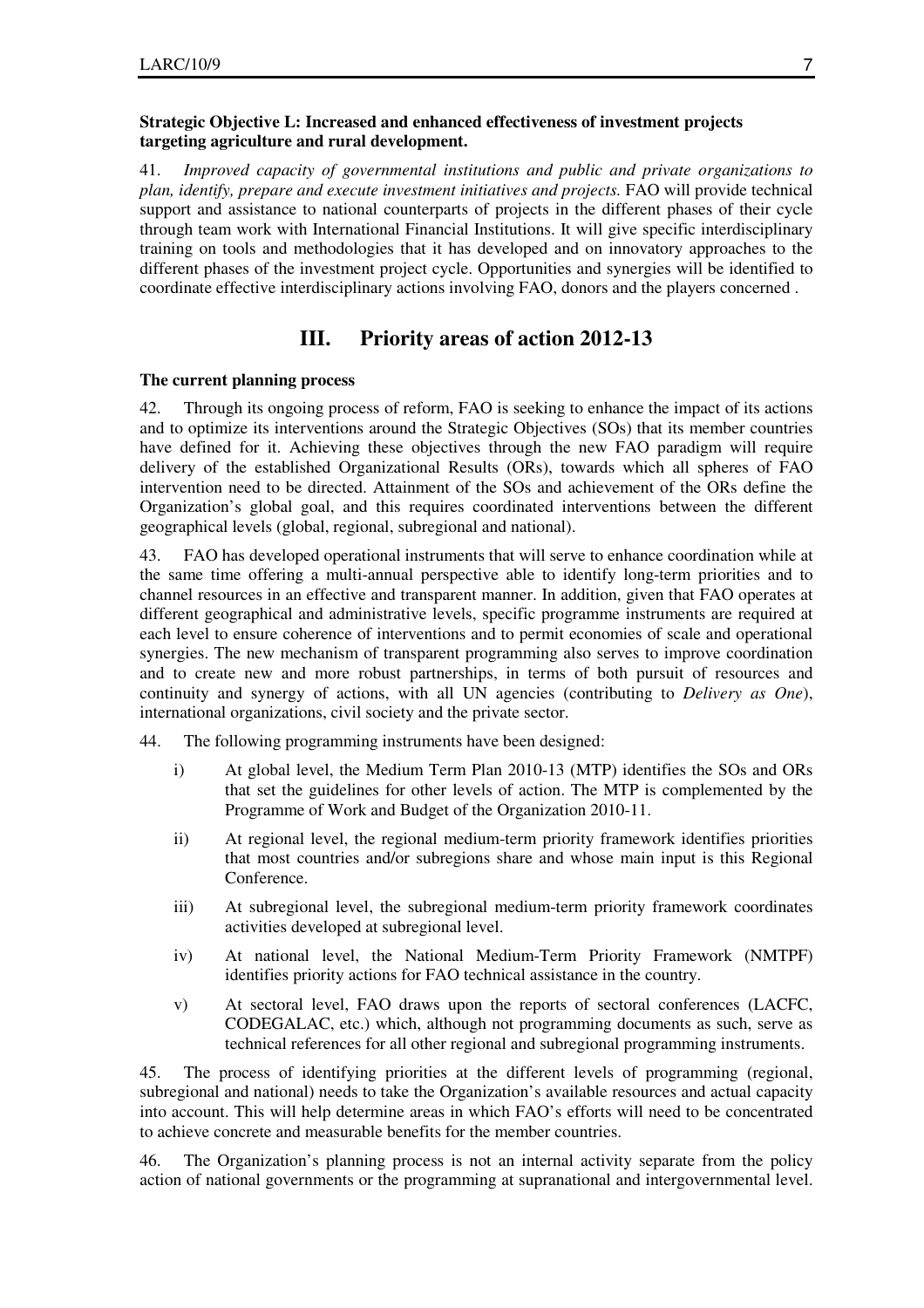**Strategic Objective L: Increased and enhanced effectiveness of investment projects targeting agriculture and rural development.**

41. *Improved capacity of governmental institutions and public and private organizations to plan, identify, prepare and execute investment initiatives and projects.* FAO will provide technical support and assistance to national counterparts of projects in the different phases of their cycle through team work with International Financial Institutions. It will give specific interdisciplinary training on tools and methodologies that it has developed and on innovatory approaches to the different phases of the investment project cycle. Opportunities and synergies will be identified to coordinate effective interdisciplinary actions involving FAO, donors and the players concerned .

## III. Priority areas of action 2012-13

**The current planning process**

42. Through its ongoing process of reform, FAO is seeking to enhance the impact of its actions and to optimize its interventions around the Strategic Objectives (SOs) that its member countries have defined for it. Achieving these objectives through the new FAO paradigm will require delivery of the established Organizational Results (ORs), towards which all spheres of FAO intervention need to be directed. Attainment of the SOs and achievement of the ORs define the Organization's global goal, and this requires coordinated interventions between the different geographical levels (global, regional, subregional and national).

43. FAO has developed operational instruments that will serve to enhance coordination while at the same time offering a multi-annual perspective able to identify long-term priorities and to channel resources in an effective and transparent manner. In addition, given that FAO operates at different geographical and administrative levels, specific programme instruments are required at each level to ensure coherence of interventions and to permit economies of scale and operational synergies. The new mechanism of transparent programming also serves to improve coordination and to create new and more robust partnerships, in terms of both pursuit of resources and continuity and synergy of actions, with all UN agencies (contributing to *Delivery as One*), international organizations, civil society and the private sector.

44. The following programming instruments have been designed:

i) At global level, the Medium Term Plan 2010-13 (MTP) identifies the SOs and ORs that set the guidelines for other levels of action. The MTP is complemented by the Programme of Work and Budget of the Organization 2010-11.

ii) At regional level, the regional medium-term priority framework identifies priorities that most countries and/or subregions share and whose main input is this Regional Conference.

iii) At subregional level, the subregional medium-term priority framework coordinates activities developed at subregional level.

iv) At national level, the National Medium-Term Priority Framework (NMTPF) identifies priority actions for FAO technical assistance in the country.

v) At sectoral level, FAO draws upon the reports of sectoral conferences (LACFC, CODEGALAC, etc.) which, although not programming documents as such, serve as technical references for all other regional and subregional programming instruments.

45. The process of identifying priorities at the different levels of programming (regional, subregional and national) needs to take the Organization's available resources and actual capacity into account. This will help determine areas in which FAO's efforts will need to be concentrated to achieve concrete and measurable benefits for the member countries.

46. The Organization's planning process is not an internal activity separate from the policy action of national governments or the programming at supranational and intergovernmental level.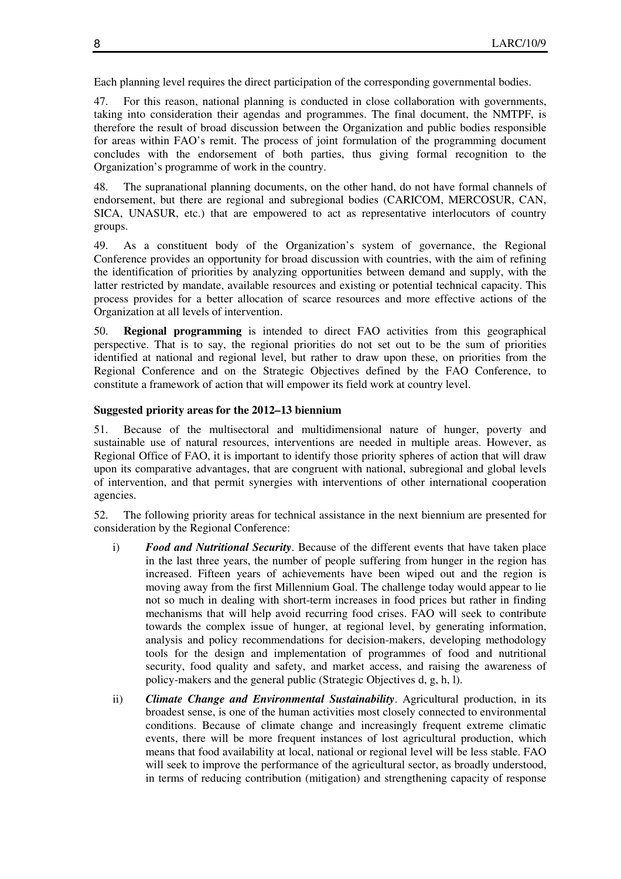Each planning level requires the direct participation of the corresponding governmental bodies.

47. For this reason, national planning is conducted in close collaboration with governments, taking into consideration their agendas and programmes. The final document, the NMTPF, is therefore the result of broad discussion between the Organization and public bodies responsible for areas within FAO's remit. The process of joint formulation of the programming document concludes with the endorsement of both parties, thus giving formal recognition to the Organization's programme of work in the country.

48. The supranational planning documents, on the other hand, do not have formal channels of endorsement, but there are regional and subregional bodies (CARICOM, MERCOSUR, CAN, SICA, UNASUR, etc.) that are empowered to act as representative interlocutors of country groups.

49. As a constituent body of the Organization's system of governance, the Regional Conference provides an opportunity for broad discussion with countries, with the aim of refining the identification of priorities by analyzing opportunities between demand and supply, with the latter restricted by mandate, available resources and existing or potential technical capacity. This process provides for a better allocation of scarce resources and more effective actions of the Organization at all levels of intervention.

50. **Regional programming** is intended to direct FAO activities from this geographical perspective. That is to say, the regional priorities do not set out to be the sum of priorities identified at national and regional level, but rather to draw upon these, on priorities from the Regional Conference and on the Strategic Objectives defined by the FAO Conference, to constitute a framework of action that will empower its field work at country level.

**Suggested priority areas for the 2012–13 biennium**

51. Because of the multisectoral and multidimensional nature of hunger, poverty and sustainable use of natural resources, interventions are needed in multiple areas. However, as Regional Office of FAO, it is important to identify those priority spheres of action that will draw upon its comparative advantages, that are congruent with national, subregional and global levels of intervention, and that permit synergies with interventions of other international cooperation agencies.

52. The following priority areas for technical assistance in the next biennium are presented for consideration by the Regional Conference:

i) ***Food and Nutritional Security***. Because of the different events that have taken place in the last three years, the number of people suffering from hunger in the region has increased. Fifteen years of achievements have been wiped out and the region is moving away from the first Millennium Goal. The challenge today would appear to lie not so much in dealing with short-term increases in food prices but rather in finding mechanisms that will help avoid recurring food crises. FAO will seek to contribute towards the complex issue of hunger, at regional level, by generating information, analysis and policy recommendations for decision-makers, developing methodology tools for the design and implementation of programmes of food and nutritional security, food quality and safety, and market access, and raising the awareness of policy-makers and the general public (Strategic Objectives d, g, h, l).

ii) ***Climate Change and Environmental Sustainability***. Agricultural production, in its broadest sense, is one of the human activities most closely connected to environmental conditions. Because of climate change and increasingly frequent extreme climatic events, there will be more frequent instances of lost agricultural production, which means that food availability at local, national or regional level will be less stable. FAO will seek to improve the performance of the agricultural sector, as broadly understood, in terms of reducing contribution (mitigation) and strengthening capacity of response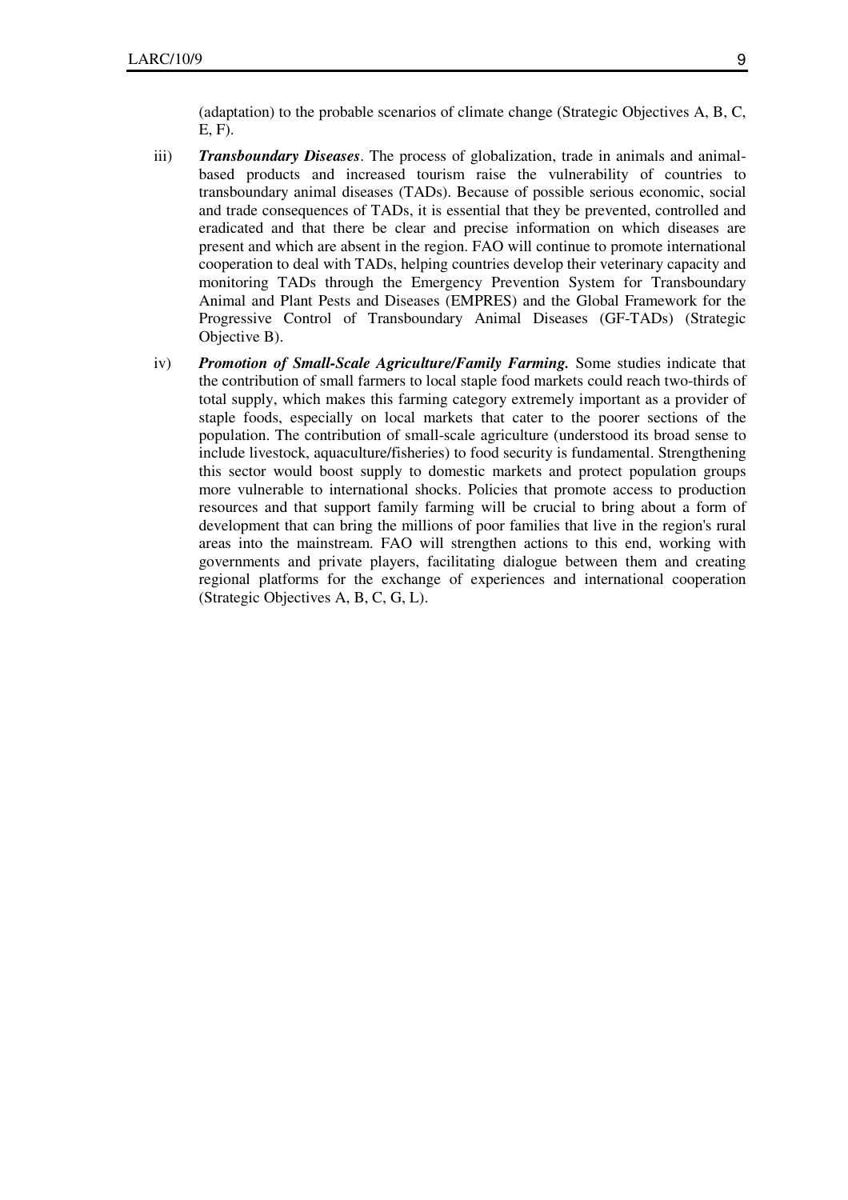(adaptation) to the probable scenarios of climate change (Strategic Objectives A, B, C, E, F).

iii) ***Transboundary Diseases***. The process of globalization, trade in animals and animal-based products and increased tourism raise the vulnerability of countries to transboundary animal diseases (TADs). Because of possible serious economic, social and trade consequences of TADs, it is essential that they be prevented, controlled and eradicated and that there be clear and precise information on which diseases are present and which are absent in the region. FAO will continue to promote international cooperation to deal with TADs, helping countries develop their veterinary capacity and monitoring TADs through the Emergency Prevention System for Transboundary Animal and Plant Pests and Diseases (EMPRES) and the Global Framework for the Progressive Control of Transboundary Animal Diseases (GF-TADs) (Strategic Objective B).

iv) ***Promotion of Small-Scale Agriculture/Family Farming.*** Some studies indicate that the contribution of small farmers to local staple food markets could reach two-thirds of total supply, which makes this farming category extremely important as a provider of staple foods, especially on local markets that cater to the poorer sections of the population. The contribution of small-scale agriculture (understood its broad sense to include livestock, aquaculture/fisheries) to food security is fundamental. Strengthening this sector would boost supply to domestic markets and protect population groups more vulnerable to international shocks. Policies that promote access to production resources and that support family farming will be crucial to bring about a form of development that can bring the millions of poor families that live in the region's rural areas into the mainstream. FAO will strengthen actions to this end, working with governments and private players, facilitating dialogue between them and creating regional platforms for the exchange of experiences and international cooperation (Strategic Objectives A, B, C, G, L).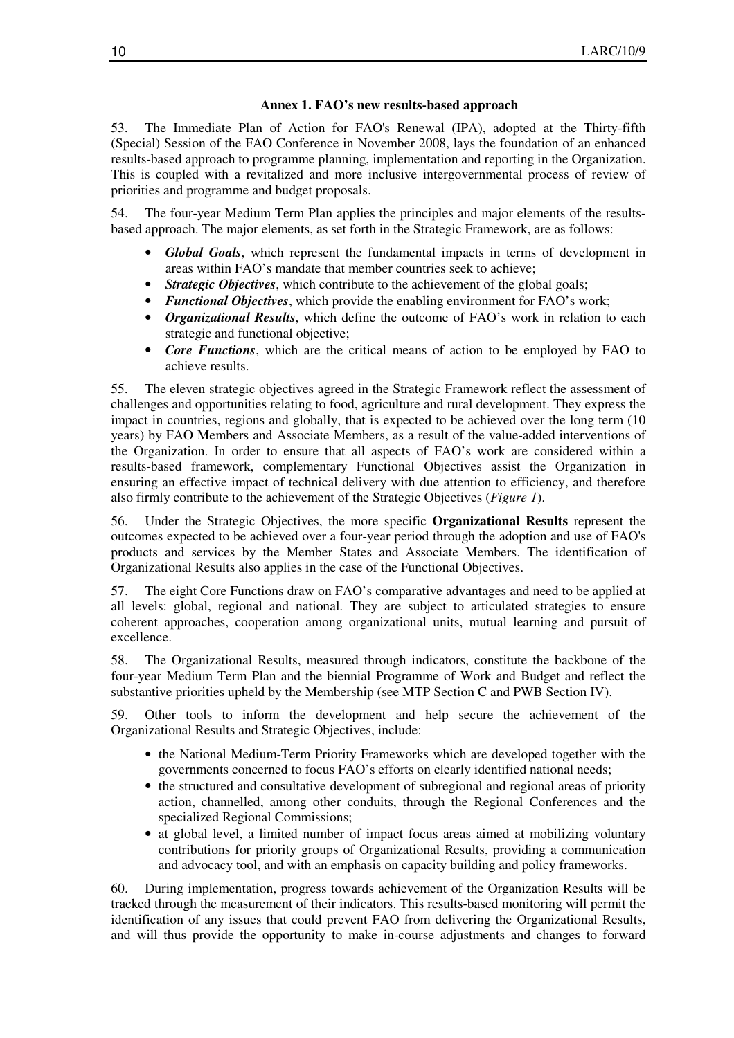### Annex 1. FAO's new results-based approach

53. The Immediate Plan of Action for FAO's Renewal (IPA), adopted at the Thirty-fifth (Special) Session of the FAO Conference in November 2008, lays the foundation of an enhanced results-based approach to programme planning, implementation and reporting in the Organization. This is coupled with a revitalized and more inclusive intergovernmental process of review of priorities and programme and budget proposals.

54. The four-year Medium Term Plan applies the principles and major elements of the results-based approach. The major elements, as set forth in the Strategic Framework, are as follows:

- ***Global Goals***, which represent the fundamental impacts in terms of development in areas within FAO's mandate that member countries seek to achieve;
- ***Strategic Objectives***, which contribute to the achievement of the global goals;
- ***Functional Objectives***, which provide the enabling environment for FAO's work;
- ***Organizational Results***, which define the outcome of FAO's work in relation to each strategic and functional objective;
- ***Core Functions***, which are the critical means of action to be employed by FAO to achieve results.

55. The eleven strategic objectives agreed in the Strategic Framework reflect the assessment of challenges and opportunities relating to food, agriculture and rural development. They express the impact in countries, regions and globally, that is expected to be achieved over the long term (10 years) by FAO Members and Associate Members, as a result of the value-added interventions of the Organization. In order to ensure that all aspects of FAO's work are considered within a results-based framework, complementary Functional Objectives assist the Organization in ensuring an effective impact of technical delivery with due attention to efficiency, and therefore also firmly contribute to the achievement of the Strategic Objectives (*Figure 1*).

56. Under the Strategic Objectives, the more specific **Organizational Results** represent the outcomes expected to be achieved over a four-year period through the adoption and use of FAO's products and services by the Member States and Associate Members. The identification of Organizational Results also applies in the case of the Functional Objectives.

57. The eight Core Functions draw on FAO's comparative advantages and need to be applied at all levels: global, regional and national. They are subject to articulated strategies to ensure coherent approaches, cooperation among organizational units, mutual learning and pursuit of excellence.

58. The Organizational Results, measured through indicators, constitute the backbone of the four-year Medium Term Plan and the biennial Programme of Work and Budget and reflect the substantive priorities upheld by the Membership (see MTP Section C and PWB Section IV).

59. Other tools to inform the development and help secure the achievement of the Organizational Results and Strategic Objectives, include:

- the National Medium-Term Priority Frameworks which are developed together with the governments concerned to focus FAO's efforts on clearly identified national needs;
- the structured and consultative development of subregional and regional areas of priority action, channelled, among other conduits, through the Regional Conferences and the specialized Regional Commissions;
- at global level, a limited number of impact focus areas aimed at mobilizing voluntary contributions for priority groups of Organizational Results, providing a communication and advocacy tool, and with an emphasis on capacity building and policy frameworks.

60. During implementation, progress towards achievement of the Organization Results will be tracked through the measurement of their indicators. This results-based monitoring will permit the identification of any issues that could prevent FAO from delivering the Organizational Results, and will thus provide the opportunity to make in-course adjustments and changes to forward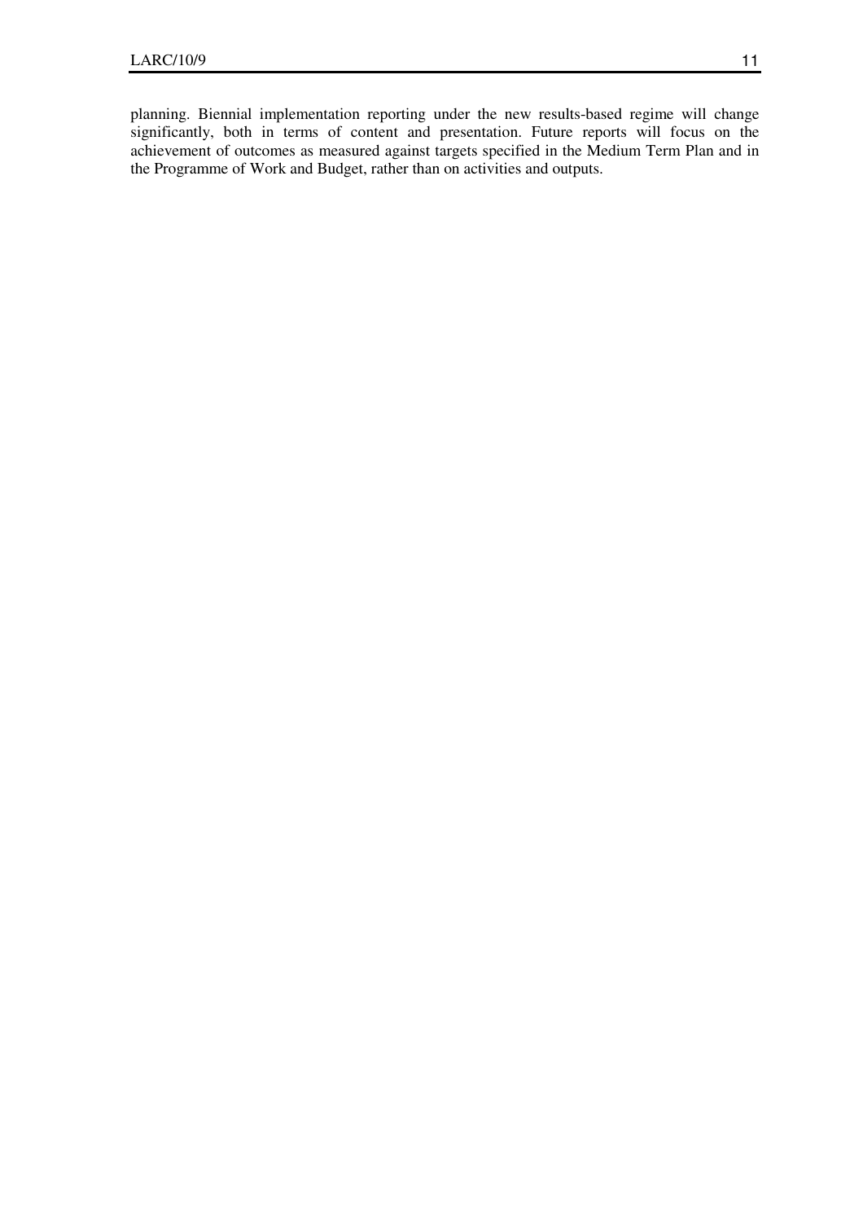planning. Biennial implementation reporting under the new results-based regime will change significantly, both in terms of content and presentation. Future reports will focus on the achievement of outcomes as measured against targets specified in the Medium Term Plan and in the Programme of Work and Budget, rather than on activities and outputs.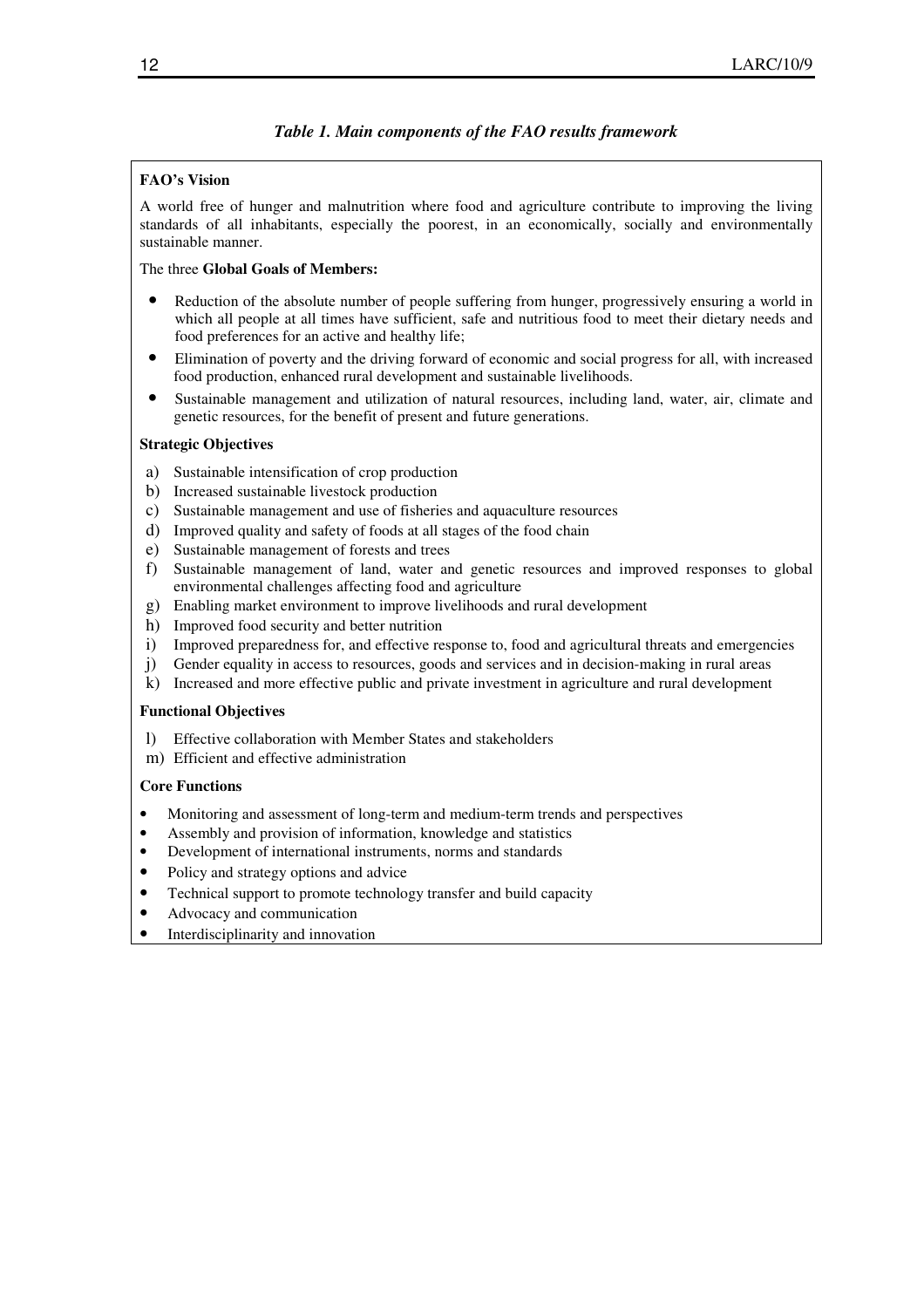*Table 1. Main components of the FAO results framework*

**FAO's Vision**

A world free of hunger and malnutrition where food and agriculture contribute to improving the living standards of all inhabitants, especially the poorest, in an economically, socially and environmentally sustainable manner.

The three **Global Goals of Members:**

- Reduction of the absolute number of people suffering from hunger, progressively ensuring a world in which all people at all times have sufficient, safe and nutritious food to meet their dietary needs and food preferences for an active and healthy life;
- Elimination of poverty and the driving forward of economic and social progress for all, with increased food production, enhanced rural development and sustainable livelihoods.
- Sustainable management and utilization of natural resources, including land, water, air, climate and genetic resources, for the benefit of present and future generations.

**Strategic Objectives**

a) Sustainable intensification of crop production
b) Increased sustainable livestock production
c) Sustainable management and use of fisheries and aquaculture resources
d) Improved quality and safety of foods at all stages of the food chain
e) Sustainable management of forests and trees
f) Sustainable management of land, water and genetic resources and improved responses to global environmental challenges affecting food and agriculture
g) Enabling market environment to improve livelihoods and rural development
h) Improved food security and better nutrition
i) Improved preparedness for, and effective response to, food and agricultural threats and emergencies
j) Gender equality in access to resources, goods and services and in decision-making in rural areas
k) Increased and more effective public and private investment in agriculture and rural development

**Functional Objectives**

l) Effective collaboration with Member States and stakeholders
m) Efficient and effective administration

**Core Functions**

- Monitoring and assessment of long-term and medium-term trends and perspectives
- Assembly and provision of information, knowledge and statistics
- Development of international instruments, norms and standards
- Policy and strategy options and advice
- Technical support to promote technology transfer and build capacity
- Advocacy and communication
- Interdisciplinarity and innovation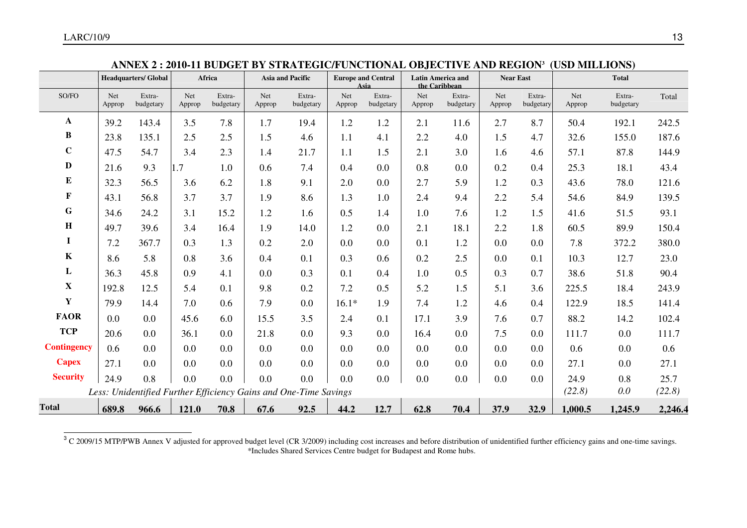## ANNEX 2 : 2010-11 BUDGET BY STRATEGIC/FUNCTIONAL OBJECTIVE AND REGION[3] (USD MILLIONS)

| | Headquarters/ Global | | Africa | | Asia and Pacific | | Europe and Central Asia | | Latin America and the Caribbean | | Near East | | Total | | |
|---|---|---|---|---|---|---|---|---|---|---|---|---|---|---|---|
| SO/FO | Net Approp | Extra-budgetary | Net Approp | Extra-budgetary | Net Approp | Extra-budgetary | Net Approp | Extra-budgetary | Net Approp | Extra-budgetary | Net Approp | Extra-budgetary | Net Approp | Extra-budgetary | Total |
| **A** | 39.2 | 143.4 | 3.5 | 7.8 | 1.7 | 19.4 | 1.2 | 1.2 | 2.1 | 11.6 | 2.7 | 8.7 | 50.4 | 192.1 | 242.5 |
| **B** | 23.8 | 135.1 | 2.5 | 2.5 | 1.5 | 4.6 | 1.1 | 4.1 | 2.2 | 4.0 | 1.5 | 4.7 | 32.6 | 155.0 | 187.6 |
| **C** | 47.5 | 54.7 | 3.4 | 2.3 | 1.4 | 21.7 | 1.1 | 1.5 | 2.1 | 3.0 | 1.6 | 4.6 | 57.1 | 87.8 | 144.9 |
| **D** | 21.6 | 9.3 | 1.7 | 1.0 | 0.6 | 7.4 | 0.4 | 0.0 | 0.8 | 0.0 | 0.2 | 0.4 | 25.3 | 18.1 | 43.4 |
| **E** | 32.3 | 56.5 | 3.6 | 6.2 | 1.8 | 9.1 | 2.0 | 0.0 | 2.7 | 5.9 | 1.2 | 0.3 | 43.6 | 78.0 | 121.6 |
| **F** | 43.1 | 56.8 | 3.7 | 3.7 | 1.9 | 8.6 | 1.3 | 1.0 | 2.4 | 9.4 | 2.2 | 5.4 | 54.6 | 84.9 | 139.5 |
| **G** | 34.6 | 24.2 | 3.1 | 15.2 | 1.2 | 1.6 | 0.5 | 1.4 | 1.0 | 7.6 | 1.2 | 1.5 | 41.6 | 51.5 | 93.1 |
| **H** | 49.7 | 39.6 | 3.4 | 16.4 | 1.9 | 14.0 | 1.2 | 0.0 | 2.1 | 18.1 | 2.2 | 1.8 | 60.5 | 89.9 | 150.4 |
| **I** | 7.2 | 367.7 | 0.3 | 1.3 | 0.2 | 2.0 | 0.0 | 0.0 | 0.1 | 1.2 | 0.0 | 0.0 | 7.8 | 372.2 | 380.0 |
| **K** | 8.6 | 5.8 | 0.8 | 3.6 | 0.4 | 0.1 | 0.3 | 0.6 | 0.2 | 2.5 | 0.0 | 0.1 | 10.3 | 12.7 | 23.0 |
| **L** | 36.3 | 45.8 | 0.9 | 4.1 | 0.0 | 0.3 | 0.1 | 0.4 | 1.0 | 0.5 | 0.3 | 0.7 | 38.6 | 51.8 | 90.4 |
| **X** | 192.8 | 12.5 | 5.4 | 0.1 | 9.8 | 0.2 | 7.2 | 0.5 | 5.2 | 1.5 | 5.1 | 3.6 | 225.5 | 18.4 | 243.9 |
| **Y** | 79.9 | 14.4 | 7.0 | 0.6 | 7.9 | 0.0 | 16.1* | 1.9 | 7.4 | 1.2 | 4.6 | 0.4 | 122.9 | 18.5 | 141.4 |
| **FAOR** | 0.0 | 0.0 | 45.6 | 6.0 | 15.5 | 3.5 | 2.4 | 0.1 | 17.1 | 3.9 | 7.6 | 0.7 | 88.2 | 14.2 | 102.4 |
| **TCP** | 20.6 | 0.0 | 36.1 | 0.0 | 21.8 | 0.0 | 9.3 | 0.0 | 16.4 | 0.0 | 7.5 | 0.0 | 111.7 | 0.0 | 111.7 |
| **Contingency** | 0.6 | 0.0 | 0.0 | 0.0 | 0.0 | 0.0 | 0.0 | 0.0 | 0.0 | 0.0 | 0.0 | 0.0 | 0.6 | 0.0 | 0.6 |
| **Capex** | 27.1 | 0.0 | 0.0 | 0.0 | 0.0 | 0.0 | 0.0 | 0.0 | 0.0 | 0.0 | 0.0 | 0.0 | 27.1 | 0.0 | 27.1 |
| **Security** | 24.9 | 0.8 | 0.0 | 0.0 | 0.0 | 0.0 | 0.0 | 0.0 | 0.0 | 0.0 | 0.0 | 0.0 | 24.9 | 0.8 | 25.7 |
| *Less: Unidentified Further Efficiency Gains and One-Time Savings* | | | | | | | | | | | | | *(22.8)* | *0.0* | *(22.8)* |
| **Total** | **689.8** | **966.6** | **121.0** | **70.8** | **67.6** | **92.5** | **44.2** | **12.7** | **62.8** | **70.4** | **37.9** | **32.9** | **1,000.5** | **1,245.9** | **2,246.4** |

[3] C 2009/15 MTP/PWB Annex V adjusted for approved budget level (CR 3/2009) including cost increases and before distribution of unidentified further efficiency gains and one-time savings.
*Includes Shared Services Centre budget for Budapest and Rome hubs.